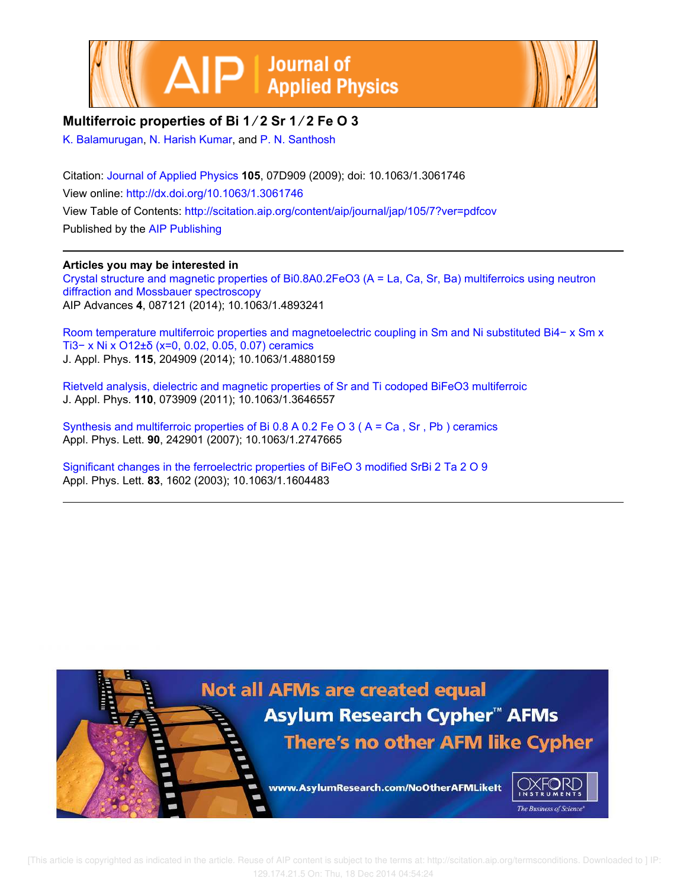# Multiferroic properties of $Bi_{1/2}Sr_{1/2}FeO_3$

K. Balamurugan, N. Harish Kumar, and P. N. Santhosh

Citation: Journal of Applied Physics **105**, 07D909 (2009); doi: 10.1063/1.3061746

View online: http://dx.doi.org/10.1063/1.3061746

View Table of Contents: http://scitation.aip.org/content/aip/journal/jap/105/7?ver=pdfcov

Published by the AIP Publishing

---

**Articles you may be interested in**

Crystal structure and magnetic properties of $Bi_{0.8}A_{0.2}FeO_3$ (A = La, Ca, Sr, Ba) multiferroics using neutron diffraction and Mossbauer spectroscopy
AIP Advances **4**, 087121 (2014); 10.1063/1.4893241

Room temperature multiferroic properties and magnetoelectric coupling in Sm and Ni substituted $Bi_{4-x}Sm_xTi_{3-x}Ni_xO_{12\pm\delta}$ (x=0, 0.02, 0.05, 0.07) ceramics
J. Appl. Phys. **115**, 204909 (2014); 10.1063/1.4880159

Rietveld analysis, dielectric and magnetic properties of Sr and Ti codoped $BiFeO_3$ multiferroic
J. Appl. Phys. **110**, 073909 (2011); 10.1063/1.3646557

Synthesis and multiferroic properties of $Bi_{0.8}A_{0.2}FeO_3$ (A = Ca, Sr, Pb) ceramics
Appl. Phys. Lett. **90**, 242901 (2007); 10.1063/1.2747665

Significant changes in the ferroelectric properties of $BiFeO_3$ modified $SrBi_2Ta_2O_9$
Appl. Phys. Lett. **83**, 1602 (2003); 10.1063/1.1604483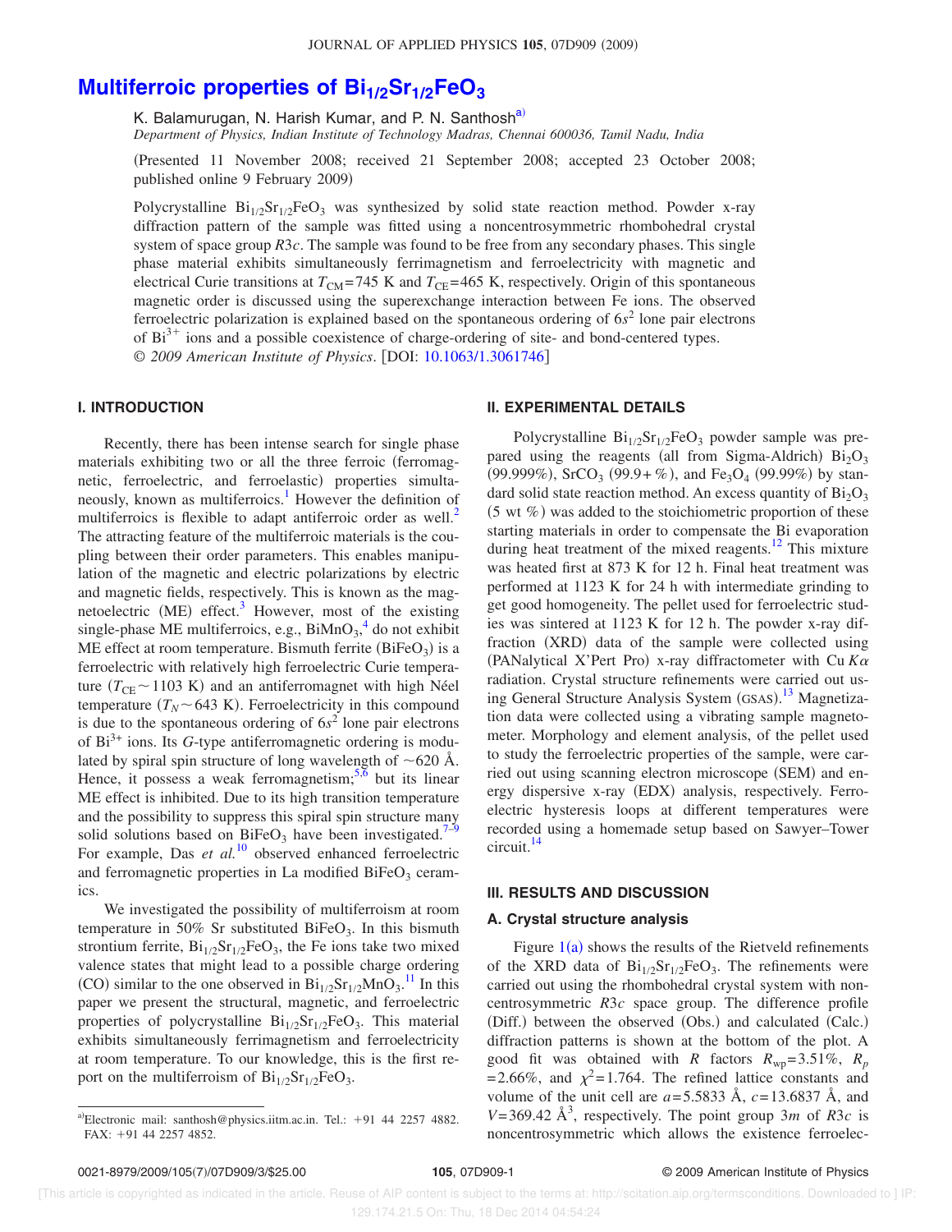# Multiferroic properties of $Bi_{1/2}Sr_{1/2}FeO_3$

K. Balamurugan, N. Harish Kumar, and P. N. Santhosh[a)]

*Department of Physics, Indian Institute of Technology Madras, Chennai 600036, Tamil Nadu, India*

(Presented 11 November 2008; received 21 September 2008; accepted 23 October 2008; published online 9 February 2009)

Polycrystalline $Bi_{1/2}Sr_{1/2}FeO_3$ was synthesized by solid state reaction method. Powder x-ray diffraction pattern of the sample was fitted using a noncentrosymmetric rhombohedral crystal system of space group $R3c$. The sample was found to be free from any secondary phases. This single phase material exhibits simultaneously ferrimagnetism and ferroelectricity with magnetic and electrical Curie transitions at $T_{CM}=745$ K and $T_{CE}=465$ K, respectively. Origin of this spontaneous magnetic order is discussed using the superexchange interaction between Fe ions. The observed ferroelectric polarization is explained based on the spontaneous ordering of $6s^2$ lone pair electrons of $Bi^{3+}$ ions and a possible coexistence of charge-ordering of site- and bond-centered types. © *2009 American Institute of Physics*. [DOI: 10.1063/1.3061746]

## I. INTRODUCTION

Recently, there has been intense search for single phase materials exhibiting two or all the three ferroic (ferromagnetic, ferroelectric, and ferroelastic) properties simultaneously, known as multiferroics.[1] However the definition of multiferroics is flexible to adapt antiferroic order as well.[2] The attracting feature of the multiferroic materials is the coupling between their order parameters. This enables manipulation of the magnetic and electric polarizations by electric and magnetic fields, respectively. This is known as the magnetoelectric (ME) effect.[3] However, most of the existing single-phase ME multiferroics, e.g., $BiMnO_3$,[4] do not exhibit ME effect at room temperature. Bismuth ferrite ($BiFeO_3$) is a ferroelectric with relatively high ferroelectric Curie temperature ($T_{CE}\sim 1103$ K) and an antiferromagnet with high Néel temperature ($T_N \sim 643$ K). Ferroelectricity in this compound is due to the spontaneous ordering of $6s^2$ lone pair electrons of $Bi^{3+}$ ions. Its $G$-type antiferromagnetic ordering is modulated by spiral spin structure of long wavelength of $\sim$620 Å. Hence, it possess a weak ferromagnetism;[5,6] but its linear ME effect is inhibited. Due to its high transition temperature and the possibility to suppress this spiral spin structure many solid solutions based on $BiFeO_3$ have been investigated.[7–9] For example, Das *et al.*[10] observed enhanced ferroelectric and ferromagnetic properties in La modified $BiFeO_3$ ceramics.

We investigated the possibility of multiferroism at room temperature in 50% Sr substituted $BiFeO_3$. In this bismuth strontium ferrite, $Bi_{1/2}Sr_{1/2}FeO_3$, the Fe ions take two mixed valence states that might lead to a possible charge ordering (CO) similar to the one observed in $Bi_{1/2}Sr_{1/2}MnO_3$.[11] In this paper we present the structural, magnetic, and ferroelectric properties of polycrystalline $Bi_{1/2}Sr_{1/2}FeO_3$. This material exhibits simultaneously ferrimagnetism and ferroelectricity at room temperature. To our knowledge, this is the first report on the multiferroism of $Bi_{1/2}Sr_{1/2}FeO_3$.

## II. EXPERIMENTAL DETAILS

Polycrystalline $Bi_{1/2}Sr_{1/2}FeO_3$ powder sample was prepared using the reagents (all from Sigma-Aldrich) $Bi_2O_3$ (99.999%), $SrCO_3$ (99.9+%), and $Fe_3O_4$ (99.99%) by standard solid state reaction method. An excess quantity of $Bi_2O_3$ (5 wt %) was added to the stoichiometric proportion of these starting materials in order to compensate the Bi evaporation during heat treatment of the mixed reagents.[12] This mixture was heated first at 873 K for 12 h. Final heat treatment was performed at 1123 K for 24 h with intermediate grinding to get good homogeneity. The pellet used for ferroelectric studies was sintered at 1123 K for 12 h. The powder x-ray diffraction (XRD) data of the sample were collected using (PANalytical X'Pert Pro) x-ray diffractometer with Cu $K\alpha$ radiation. Crystal structure refinements were carried out using General Structure Analysis System (GSAS).[13] Magnetization data were collected using a vibrating sample magnetometer. Morphology and element analysis, of the pellet used to study the ferroelectric properties of the sample, were carried out using scanning electron microscope (SEM) and energy dispersive x-ray (EDX) analysis, respectively. Ferroelectric hysteresis loops at different temperatures were recorded using a homemade setup based on Sawyer–Tower circuit.[14]

## III. RESULTS AND DISCUSSION

### A. Crystal structure analysis

Figure 1(a) shows the results of the Rietveld refinements of the XRD data of $Bi_{1/2}Sr_{1/2}FeO_3$. The refinements were carried out using the rhombohedral crystal system with noncentrosymmetric $R3c$ space group. The difference profile (Diff.) between the observed (Obs.) and calculated (Calc.) diffraction patterns is shown at the bottom of the plot. A good fit was obtained with $R$ factors $R_{wp}=3.51\%$, $R_p=2.66\%$, and $\chi^2=1.764$. The refined lattice constants and volume of the unit cell are $a=5.5833$ Å, $c=13.6837$ Å, and $V=369.42$ Å$^3$, respectively. The point group $3m$ of $R3c$ is noncentrosymmetric which allows the existence ferroelec-

[a)]Electronic mail: santhosh@physics.iitm.ac.in. Tel.: +91 44 2257 4882. FAX: +91 44 2257 4852.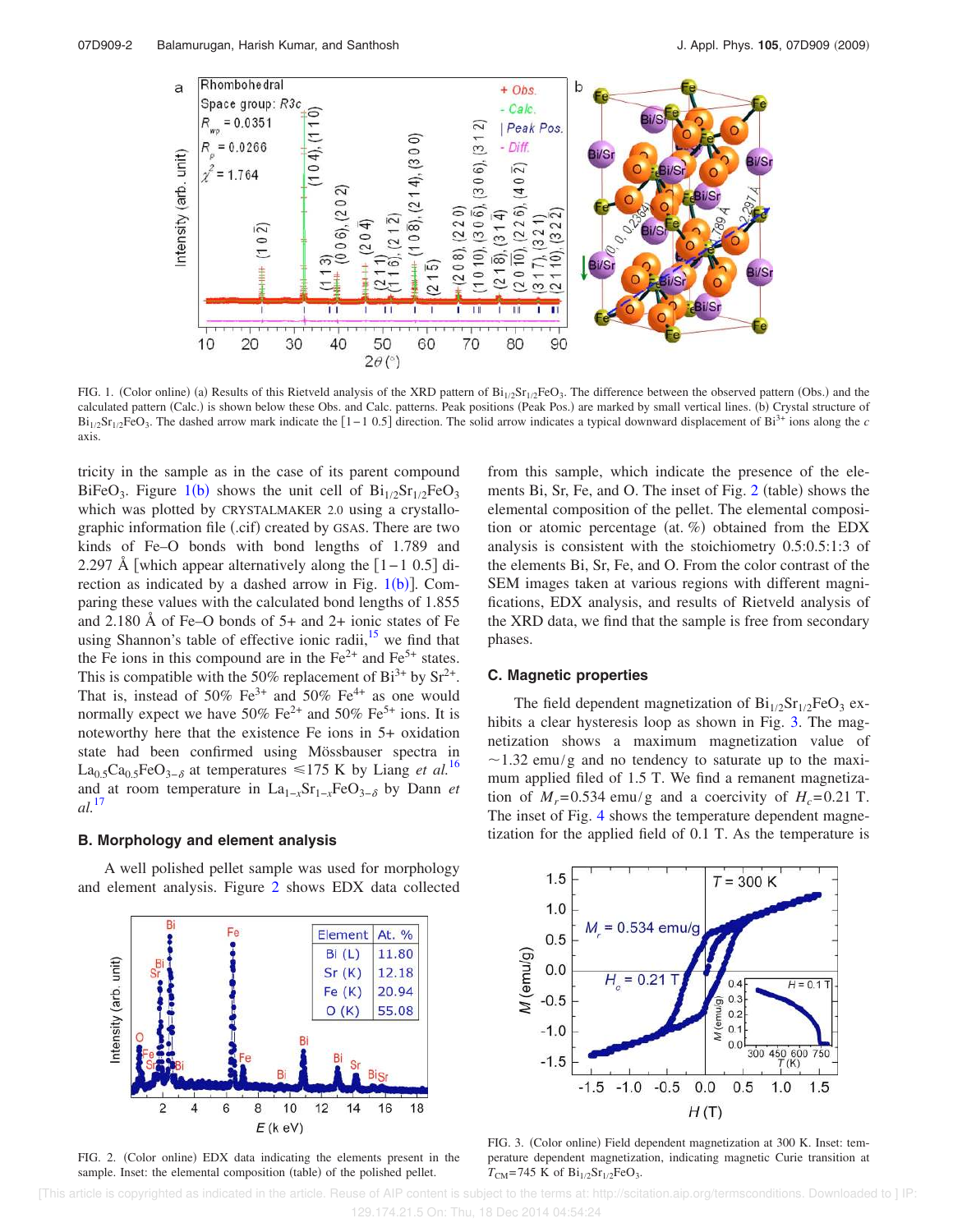FIG. 1. (Color online) (a) Results of this Rietveld analysis of the XRD pattern of $Bi_{1/2}Sr_{1/2}FeO_3$. The difference between the observed pattern (Obs.) and the calculated pattern (Calc.) is shown below these Obs. and Calc. patterns. Peak positions (Peak Pos.) are marked by small vertical lines. (b) Crystal structure of $Bi_{1/2}Sr_{1/2}FeO_3$. The dashed arrow mark indicate the [1 −1 0.5] direction. The solid arrow indicates a typical downward displacement of $Bi^{3+}$ ions along the *c* axis.

tricity in the sample as in the case of its parent compound $BiFeO_3$. Figure 1(b) shows the unit cell of $Bi_{1/2}Sr_{1/2}FeO_3$ which was plotted by CRYSTALMAKER 2.0 using a crystallographic information file (.cif) created by GSAS. There are two kinds of Fe–O bonds with bond lengths of 1.789 and 2.297 Å [which appear alternatively along the [1 −1 0.5] direction as indicated by a dashed arrow in Fig. 1(b)]. Comparing these values with the calculated bond lengths of 1.855 and 2.180 Å of Fe–O bonds of 5+ and 2+ ionic states of Fe using Shannon's table of effective ionic radii,[15] we find that the Fe ions in this compound are in the $Fe^{2+}$ and $Fe^{5+}$ states. This is compatible with the 50% replacement of $Bi^{3+}$ by $Sr^{2+}$. That is, instead of 50% $Fe^{3+}$ and 50% $Fe^{4+}$ as one would normally expect we have 50% $Fe^{2+}$ and 50% $Fe^{5+}$ ions. It is noteworthy here that the existence Fe ions in 5+ oxidation state had been confirmed using Mössbauser spectra in $La_{0.5}Ca_{0.5}FeO_{3-\delta}$ at temperatures ≤175 K by Liang *et al.*[16] and at room temperature in $La_{1-x}Sr_{1-x}FeO_{3-\delta}$ by Dann *et al.*[17]

### B. Morphology and element analysis

A well polished pellet sample was used for morphology and element analysis. Figure 2 shows EDX data collected from this sample, which indicate the presence of the elements Bi, Sr, Fe, and O. The inset of Fig. 2 (table) shows the elemental composition of the pellet. The elemental composition or atomic percentage (at. %) obtained from the EDX analysis is consistent with the stoichiometry 0.5:0.5:1:3 of the elements Bi, Sr, Fe, and O. From the color contrast of the SEM images taken at various regions with different magnifications, EDX analysis, and results of Rietveld analysis of the XRD data, we find that the sample is free from secondary phases.

| Element | At. % |
|---|---|
| Bi (L) | 11.80 |
| Sr (K) | 12.18 |
| Fe (K) | 20.94 |
| O (K) | 55.08 |

FIG. 2. (Color online) EDX data indicating the elements present in the sample. Inset: the elemental composition (table) of the polished pellet.

### C. Magnetic properties

The field dependent magnetization of $Bi_{1/2}Sr_{1/2}FeO_3$ exhibits a clear hysteresis loop as shown in Fig. 3. The magnetization shows a maximum magnetization value of ~1.32 emu/g and no tendency to saturate up to the maximum applied filed of 1.5 T. We find a remanent magnetization of $M_r$=0.534 emu/g and a coercivity of $H_c$=0.21 T. The inset of Fig. 4 shows the temperature dependent magnetization for the applied field of 0.1 T. As the temperature is

FIG. 3. (Color online) Field dependent magnetization at 300 K. Inset: temperature dependent magnetization, indicating magnetic Curie transition at $T_{CM}$=745 K of $Bi_{1/2}Sr_{1/2}FeO_3$.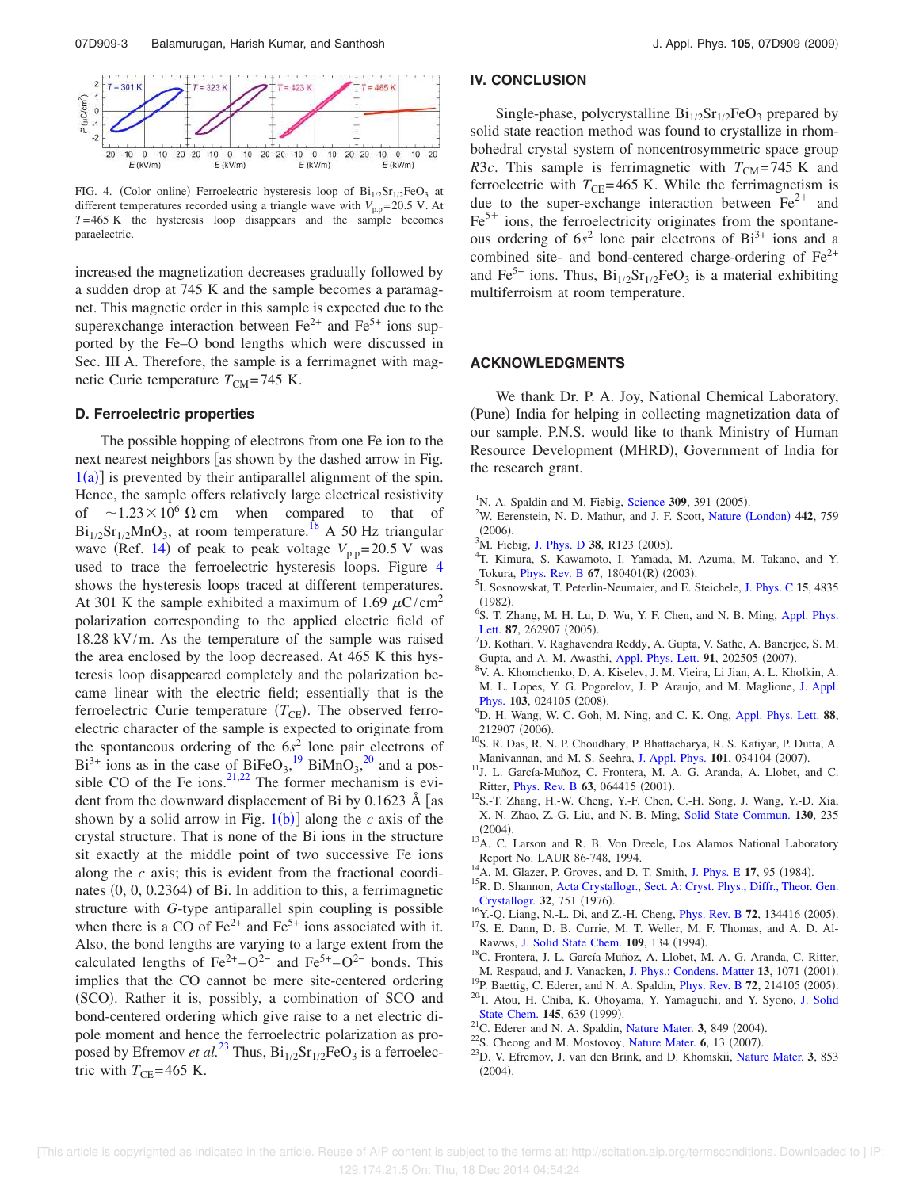T = 301 K
T = 323 K
T = 423 K
T = 465 K
P (μC/cm²)
2
1
0
-1
-2
-20 -10 0 10 20 -20 -10 0 10 20 -20 -10 0 10 20 -20 -10 0 10 20
E (kV/m)
E (kV/m)
E (kV/m)
E (kV/m)

FIG. 4. (Color online) Ferroelectric hysteresis loop of $Bi_{1/2}Sr_{1/2}FeO_3$ at different temperatures recorded using a triangle wave with $V_{p.p}$=20.5 V. At $T$=465 K the hysteresis loop disappears and the sample becomes paraelectric.

increased the magnetization decreases gradually followed by a sudden drop at 745 K and the sample becomes a paramagnet. This magnetic order in this sample is expected due to the superexchange interaction between $Fe^{2+}$ and $Fe^{5+}$ ions supported by the Fe–O bond lengths which were discussed in Sec. III A. Therefore, the sample is a ferrimagnet with magnetic Curie temperature $T_{CM}$=745 K.

### D. Ferroelectric properties

The possible hopping of electrons from one Fe ion to the next nearest neighbors [as shown by the dashed arrow in Fig. 1(a)] is prevented by their antiparallel alignment of the spin. Hence, the sample offers relatively large electrical resistivity of $\sim 1.23\times 10^6\ \Omega$ cm when compared to that of $Bi_{1/2}Sr_{1/2}MnO_3$, at room temperature.[18] A 50 Hz triangular wave (Ref. 14) of peak to peak voltage $V_{p.p}$=20.5 V was used to trace the ferroelectric hysteresis loops. Figure 4 shows the hysteresis loops traced at different temperatures. At 301 K the sample exhibited a maximum of 1.69 $\mu$C/cm$^2$ polarization corresponding to the applied electric field of 18.28 kV/m. As the temperature of the sample was raised the area enclosed by the loop decreased. At 465 K this hysteresis loop disappeared completely and the polarization became linear with the electric field; essentially that is the ferroelectric Curie temperature ($T_{CE}$). The observed ferroelectric character of the sample is expected to originate from the spontaneous ordering of the $6s^2$ lone pair electrons of $Bi^{3+}$ ions as in the case of $BiFeO_3$,[19] $BiMnO_3$,[20] and a possible CO of the Fe ions.[21,22] The former mechanism is evident from the downward displacement of Bi by 0.1623 Å [as shown by a solid arrow in Fig. 1(b)] along the $c$ axis of the crystal structure. That is none of the Bi ions in the structure sit exactly at the middle point of two successive Fe ions along the $c$ axis; this is evident from the fractional coordinates (0, 0, 0.2364) of Bi. In addition to this, a ferrimagnetic structure with $G$-type antiparallel spin coupling is possible when there is a CO of $Fe^{2+}$ and $Fe^{5+}$ ions associated with it. Also, the bond lengths are varying to a large extent from the calculated lengths of $Fe^{2+}$–$O^{2-}$ and $Fe^{5+}$–$O^{2-}$ bonds. This implies that the CO cannot be mere site-centered ordering (SCO). Rather it is, possibly, a combination of SCO and bond-centered ordering which give raise to a net electric dipole moment and hence the ferroelectric polarization as proposed by Efremov *et al.*[23] Thus, $Bi_{1/2}Sr_{1/2}FeO_3$ is a ferroelectric with $T_{CE}$=465 K.

## IV. CONCLUSION

Single-phase, polycrystalline $Bi_{1/2}Sr_{1/2}FeO_3$ prepared by solid state reaction method was found to crystallize in rhombohedral crystal system of noncentrosymmetric space group $R3c$. This sample is ferrimagnetic with $T_{CM}$=745 K and ferroelectric with $T_{CE}$=465 K. While the ferrimagnetism is due to the super-exchange interaction between $Fe^{2+}$ and $Fe^{5+}$ ions, the ferroelectricity originates from the spontaneous ordering of $6s^2$ lone pair electrons of $Bi^{3+}$ ions and a combined site- and bond-centered charge-ordering of $Fe^{2+}$ and $Fe^{5+}$ ions. Thus, $Bi_{1/2}Sr_{1/2}FeO_3$ is a material exhibiting multiferroism at room temperature.

## ACKNOWLEDGMENTS

We thank Dr. P. A. Joy, National Chemical Laboratory, (Pune) India for helping in collecting magnetization data of our sample. P.N.S. would like to thank Ministry of Human Resource Development (MHRD), Government of India for the research grant.

[1] N. A. Spaldin and M. Fiebig, Science **309**, 391 (2005).
[2] W. Eerenstein, N. D. Mathur, and J. F. Scott, Nature (London) **442**, 759 (2006).
[3] M. Fiebig, J. Phys. D **38**, R123 (2005).
[4] T. Kimura, S. Kawamoto, I. Yamada, M. Azuma, M. Takano, and Y. Tokura, Phys. Rev. B **67**, 180401(R) (2003).
[5] I. Sosnowskat, T. Peterlin-Neumaier, and E. Steichele, J. Phys. C **15**, 4835 (1982).
[6] S. T. Zhang, M. H. Lu, D. Wu, Y. F. Chen, and N. B. Ming, Appl. Phys. Lett. **87**, 262907 (2005).
[7] D. Kothari, V. Raghavendra Reddy, A. Gupta, V. Sathe, A. Banerjee, S. M. Gupta, and A. M. Awasthi, Appl. Phys. Lett. **91**, 202505 (2007).
[8] V. A. Khomchenko, D. A. Kiselev, J. M. Vieira, Li Jian, A. L. Kholkin, A. M. L. Lopes, Y. G. Pogorelov, J. P. Araujo, and M. Maglione, J. Appl. Phys. **103**, 024105 (2008).
[9] D. H. Wang, W. C. Goh, M. Ning, and C. K. Ong, Appl. Phys. Lett. **88**, 212907 (2006).
[10] S. R. Das, R. N. P. Choudhary, P. Bhattacharya, R. S. Katiyar, P. Dutta, A. Manivannan, and M. S. Seehra, J. Appl. Phys. **101**, 034104 (2007).
[11] J. L. García-Muñoz, C. Frontera, M. A. G. Aranda, A. Llobet, and C. Ritter, Phys. Rev. B **63**, 064415 (2001).
[12] S.-T. Zhang, H.-W. Cheng, Y.-F. Chen, C.-H. Song, J. Wang, Y.-D. Xia, X.-N. Zhao, Z.-G. Liu, and N.-B. Ming, Solid State Commun. **130**, 235 (2004).
[13] A. C. Larson and R. B. Von Dreele, Los Alamos National Laboratory Report No. LAUR 86-748, 1994.
[14] A. M. Glazer, P. Groves, and D. T. Smith, J. Phys. E **17**, 95 (1984).
[15] R. D. Shannon, Acta Crystallogr., Sect. A: Cryst. Phys., Diffr., Theor. Gen. Crystallogr. **32**, 751 (1976).
[16] Y.-Q. Liang, N.-L. Di, and Z.-H. Cheng, Phys. Rev. B **72**, 134416 (2005).
[17] S. E. Dann, D. B. Currie, M. T. Weller, M. F. Thomas, and A. D. Al-Rawwas, J. Solid State Chem. **109**, 134 (1994).
[18] C. Frontera, J. L. García-Muñoz, A. Llobet, M. A. G. Aranda, C. Ritter, M. Respaud, and J. Vanacken, J. Phys.: Condens. Matter **13**, 1071 (2001).
[19] P. Baettig, C. Ederer, and N. A. Spaldin, Phys. Rev. B **72**, 214105 (2005).
[20] T. Atou, H. Chiba, K. Ohoyama, Y. Yamaguchi, and Y. Syono, J. Solid State Chem. **145**, 639 (1999).
[21] C. Ederer and N. A. Spaldin, Nature Mater. **3**, 849 (2004).
[22] S. Cheong and M. Mostovoy, Nature Mater. **6**, 13 (2007).
[23] D. V. Efremov, J. van den Brink, and D. Khomskii, Nature Mater. **3**, 853 (2004).